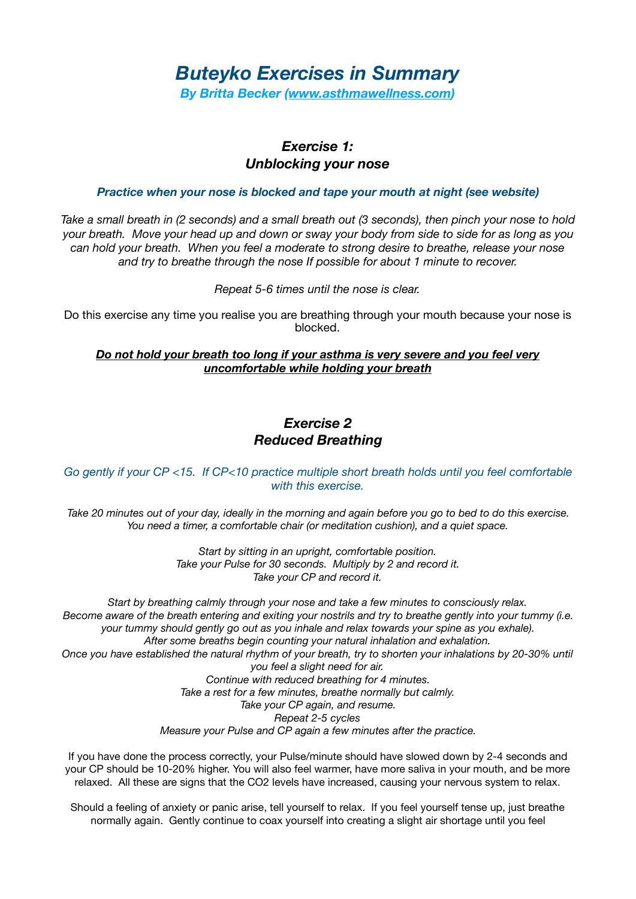# *Buteyko Exercises in Summary*

***By Britta Becker ([www.asthmawellness.com](http://www.asthmawellness.com))***

## *Exercise 1:*
## *Unblocking your nose*

***Practice when your nose is blocked and tape your mouth at night (see website)***

*Take a small breath in (2 seconds) and a small breath out (3 seconds), then pinch your nose to hold your breath. Move your head up and down or sway your body from side to side for as long as you can hold your breath. When you feel a moderate to strong desire to breathe, release your nose and try to breathe through the nose If possible for about 1 minute to recover.*

*Repeat 5-6 times until the nose is clear.*

Do this exercise any time you realise you are breathing through your mouth because your nose is blocked.

***Do not hold your breath too long if your asthma is very severe and you feel very uncomfortable while holding your breath***

## *Exercise 2*
## *Reduced Breathing*

*Go gently if your CP <15. If CP<10 practice multiple short breath holds until you feel comfortable with this exercise.*

*Take 20 minutes out of your day, ideally in the morning and again before you go to bed to do this exercise. You need a timer, a comfortable chair (or meditation cushion), and a quiet space.*

*Start by sitting in an upright, comfortable position.*
*Take your Pulse for 30 seconds. Multiply by 2 and record it.*
*Take your CP and record it.*

*Start by breathing calmly through your nose and take a few minutes to consciously relax.*
*Become aware of the breath entering and exiting your nostrils and try to breathe gently into your tummy (i.e. your tummy should gently go out as you inhale and relax towards your spine as you exhale).*
*After some breaths begin counting your natural inhalation and exhalation.*
*Once you have established the natural rhythm of your breath, try to shorten your inhalations by 20-30% until you feel a slight need for air.*
*Continue with reduced breathing for 4 minutes.*
*Take a rest for a few minutes, breathe normally but calmly.*
*Take your CP again, and resume.*
*Repeat 2-5 cycles*
*Measure your Pulse and CP again a few minutes after the practice.*

If you have done the process correctly, your Pulse/minute should have slowed down by 2-4 seconds and your CP should be 10-20% higher. You will also feel warmer, have more saliva in your mouth, and be more relaxed. All these are signs that the $CO_2$ levels have increased, causing your nervous system to relax.

Should a feeling of anxiety or panic arise, tell yourself to relax. If you feel yourself tense up, just breathe normally again. Gently continue to coax yourself into creating a slight air shortage until you feel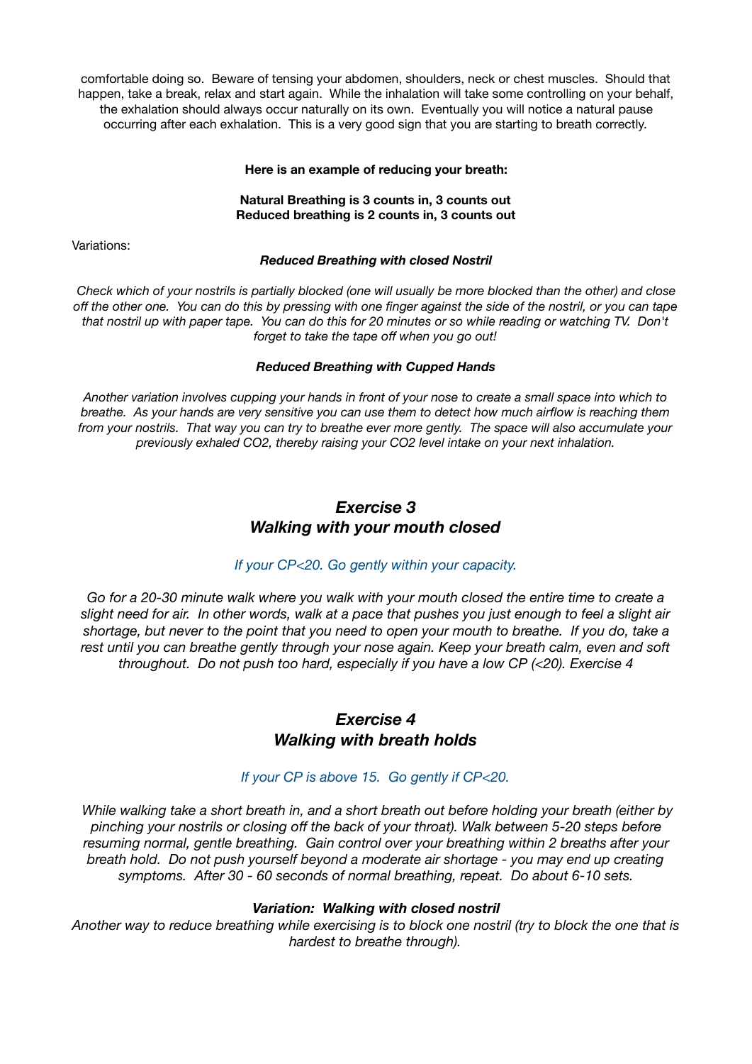comfortable doing so. Beware of tensing your abdomen, shoulders, neck or chest muscles. Should that happen, take a break, relax and start again. While the inhalation will take some controlling on your behalf, the exhalation should always occur naturally on its own. Eventually you will notice a natural pause occurring after each exhalation. This is a very good sign that you are starting to breath correctly.

**Here is an example of reducing your breath:**

**Natural Breathing is 3 counts in, 3 counts out**
**Reduced breathing is 2 counts in, 3 counts out**

Variations:

***Reduced Breathing with closed Nostril***

*Check which of your nostrils is partially blocked (one will usually be more blocked than the other) and close off the other one. You can do this by pressing with one finger against the side of the nostril, or you can tape that nostril up with paper tape. You can do this for 20 minutes or so while reading or watching TV. Don't forget to take the tape off when you go out!*

***Reduced Breathing with Cupped Hands***

*Another variation involves cupping your hands in front of your nose to create a small space into which to breathe. As your hands are very sensitive you can use them to detect how much airflow is reaching them from your nostrils. That way you can try to breathe ever more gently. The space will also accumulate your previously exhaled $CO_2$, thereby raising your $CO_2$ level intake on your next inhalation.*

## *Exercise 3*
## *Walking with your mouth closed*

*If your CP<20. Go gently within your capacity.*

*Go for a 20-30 minute walk where you walk with your mouth closed the entire time to create a slight need for air. In other words, walk at a pace that pushes you just enough to feel a slight air shortage, but never to the point that you need to open your mouth to breathe. If you do, take a rest until you can breathe gently through your nose again. Keep your breath calm, even and soft throughout. Do not push too hard, especially if you have a low CP (<20). Exercise 4*

## *Exercise 4*
## *Walking with breath holds*

*If your CP is above 15. Go gently if CP<20.*

*While walking take a short breath in, and a short breath out before holding your breath (either by pinching your nostrils or closing off the back of your throat). Walk between 5-20 steps before resuming normal, gentle breathing. Gain control over your breathing within 2 breaths after your breath hold. Do not push yourself beyond a moderate air shortage - you may end up creating symptoms. After 30 - 60 seconds of normal breathing, repeat. Do about 6-10 sets.*

***Variation: Walking with closed nostril***

*Another way to reduce breathing while exercising is to block one nostril (try to block the one that is hardest to breathe through).*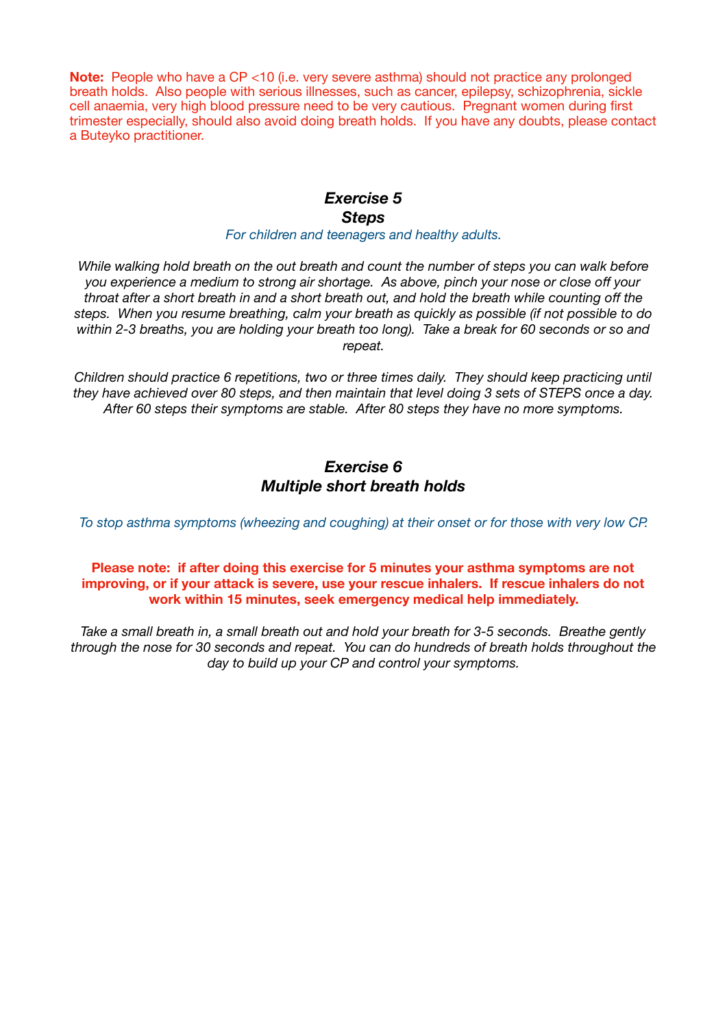**Note:** People who have a CP <10 (i.e. very severe asthma) should not practice any prolonged breath holds. Also people with serious illnesses, such as cancer, epilepsy, schizophrenia, sickle cell anaemia, very high blood pressure need to be very cautious. Pregnant women during first trimester especially, should also avoid doing breath holds. If you have any doubts, please contact a Buteyko practitioner.

## *Exercise 5*
## *Steps*

*For children and teenagers and healthy adults.*

*While walking hold breath on the out breath and count the number of steps you can walk before you experience a medium to strong air shortage. As above, pinch your nose or close off your throat after a short breath in and a short breath out, and hold the breath while counting off the steps. When you resume breathing, calm your breath as quickly as possible (if not possible to do within 2-3 breaths, you are holding your breath too long). Take a break for 60 seconds or so and repeat.*

*Children should practice 6 repetitions, two or three times daily. They should keep practicing until they have achieved over 80 steps, and then maintain that level doing 3 sets of STEPS once a day. After 60 steps their symptoms are stable. After 80 steps they have no more symptoms.*

## *Exercise 6*
## *Multiple short breath holds*

*To stop asthma symptoms (wheezing and coughing) at their onset or for those with very low CP.*

**Please note: if after doing this exercise for 5 minutes your asthma symptoms are not improving, or if your attack is severe, use your rescue inhalers. If rescue inhalers do not work within 15 minutes, seek emergency medical help immediately.**

*Take a small breath in, a small breath out and hold your breath for 3-5 seconds. Breathe gently through the nose for 30 seconds and repeat. You can do hundreds of breath holds throughout the day to build up your CP and control your symptoms.*